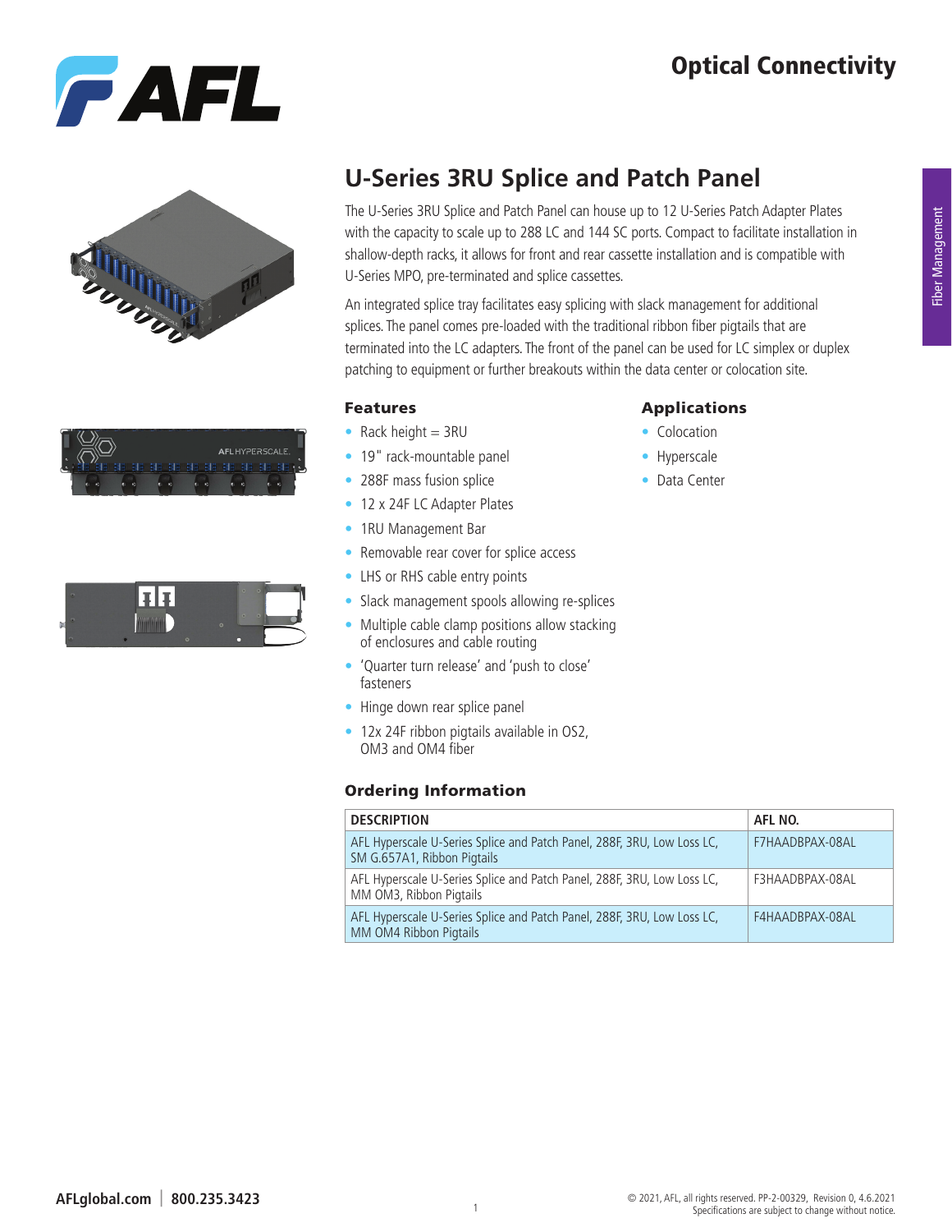# Optical Connectivity

Fiber Management

## U-Series 3RU Splice and Patch Panel

The U-Series 3RU Splice and Patch Panel can house up to 12 U-Series Patch Adapter Plates with the capacity to scale up to 288 LC and 144 SC ports. Compact to facilitate installation in shallow-depth racks, it allows for front and rear cassette installation and is compatible with U-Series MPO, pre-terminated and splice cassettes.

An integrated splice tray facilitates easy splicing with slack management for additional splices. The panel comes pre-loaded with the traditional ribbon fiber pigtails that are terminated into the LC adapters. The front of the panel can be used for LC simplex or duplex patching to equipment or further breakouts within the data center or colocation site.

### Features

- Rack height = 3RU
- 19" rack-mountable panel
- 288F mass fusion splice
- 12 x 24F LC Adapter Plates
- 1RU Management Bar
- Removable rear cover for splice access
- LHS or RHS cable entry points
- Slack management spools allowing re-splices
- Multiple cable clamp positions allow stacking of enclosures and cable routing
- 'Quarter turn release' and 'push to close' fasteners
- Hinge down rear splice panel
- 12x 24F ribbon pigtails available in OS2, OM3 and OM4 fiber

### Applications

- Colocation
- Hyperscale
- Data Center

### Ordering Information

| DESCRIPTION | AFL NO. |
|---|---|
| AFL Hyperscale U-Series Splice and Patch Panel, 288F, 3RU, Low Loss LC, SM G.657A1, Ribbon Pigtails | F7HAADBPAX-08AL |
| AFL Hyperscale U-Series Splice and Patch Panel, 288F, 3RU, Low Loss LC, MM OM3, Ribbon Pigtails | F3HAADBPAX-08AL |
| AFL Hyperscale U-Series Splice and Patch Panel, 288F, 3RU, Low Loss LC, MM OM4 Ribbon Pigtails | F4HAADBPAX-08AL |

AFLglobal.com | 800.235.3423

© 2021, AFL, all rights reserved. PP-2-00329, Revision 0, 4.6.2021
Specifications are subject to change without notice.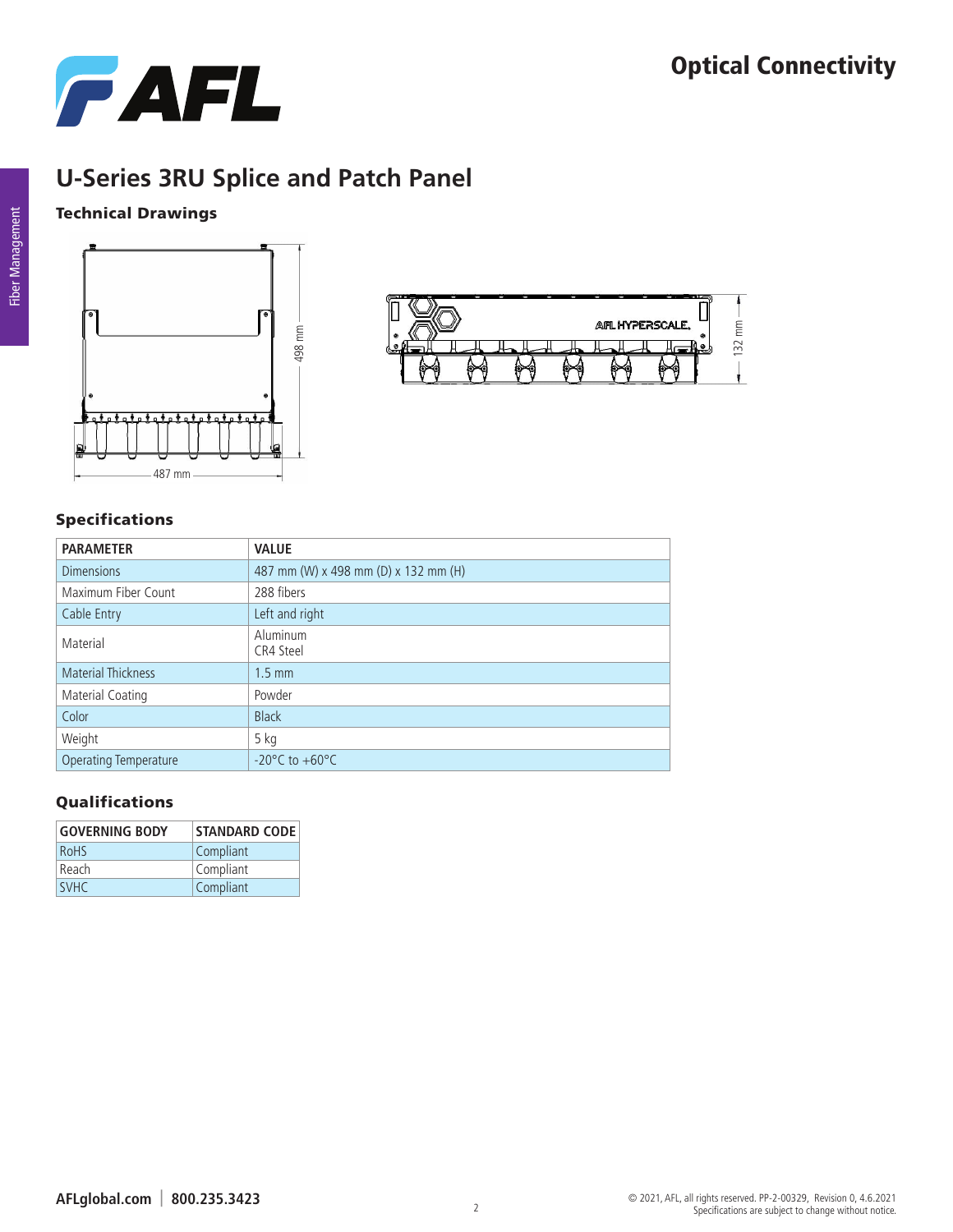# U-Series 3RU Splice and Patch Panel

## Technical Drawings

498 mm

487 mm

AFL HYPERSCALE

132 mm

## Specifications

| PARAMETER | VALUE |
| --- | --- |
| Dimensions | 487 mm (W) x 498 mm (D) x 132 mm (H) |
| Maximum Fiber Count | 288 fibers |
| Cable Entry | Left and right |
| Material | Aluminum<br>CR4 Steel |
| Material Thickness | 1.5 mm |
| Material Coating | Powder |
| Color | Black |
| Weight | 5 kg |
| Operating Temperature | -20°C to +60°C |

## Qualifications

| GOVERNING BODY | STANDARD CODE |
| --- | --- |
| RoHS | Compliant |
| Reach | Compliant |
| SVHC | Compliant |

AFLglobal.com | 800.235.3423

© 2021, AFL, all rights reserved. PP-2-00329, Revision 0, 4.6.2021
Specifications are subject to change without notice.